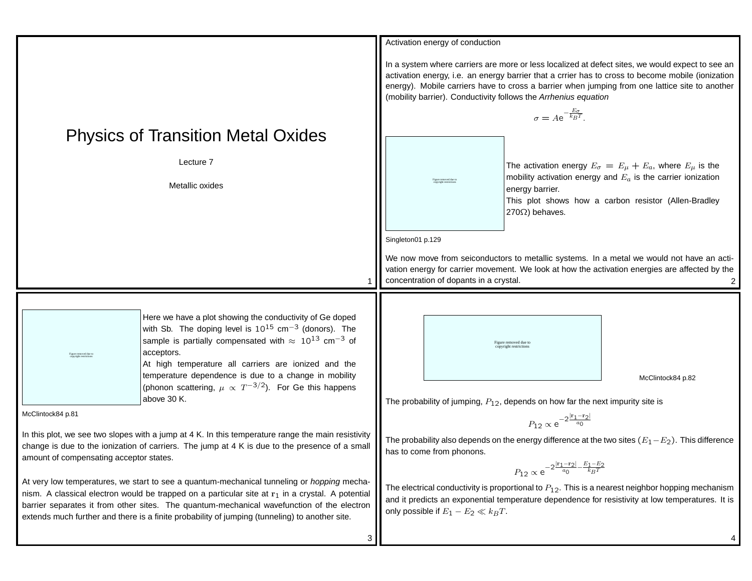# Physics of Transition Metal Oxides

Lecture 7

Metallic oxides

## Activation energy of conduction

In a system where carriers are more or less localized at defect sites, we would expect to see an activation energy, i.e. an energy barrier that a crrier has to cross to become mobile (ionization energy). Mobile carriers have to cross a barrier when jumping from one lattice site to another (mobility barrier). Conductivity follows the *Arrhenius equation*

$$\sigma = A\mathrm{e}^{-\frac{E_\sigma}{k_B T}}.$$

Figure removed due to copyright restrictions

The activation energy $E_\sigma = E_\mu + E_a$, where $E_\mu$ is the mobility activation energy and $E_a$ is the carrier ionization energy barrier.

This plot shows how a carbon resistor (Allen-Bradley 270Ω) behaves.

Singleton01 p.129

We now move from seiconductors to metallic systems. In a metal we would not have an activation energy for carrier movement. We look at how the activation energies are affected by the concentration of dopants in a crystal.

---

Figure removed due to copyright restrictions

Here we have a plot showing the conductivity of Ge doped with Sb. The doping level is $10^{15}$ cm$^{-3}$ (donors). The sample is partially compensated with $\approx 10^{13}$ cm$^{-3}$ of acceptors.

At high temperature all carriers are ionized and the temperature dependence is due to a change in mobility (phonon scattering, $\mu \propto T^{-3/2}$). For Ge this happens above 30 K.

McClintock84 p.81

In this plot, we see two slopes with a jump at 4 K. In this temperature range the main resistivity change is due to the ionization of carriers. The jump at 4 K is due to the presence of a small amount of compensating acceptor states.

At very low temperatures, we start to see a quantum-mechanical tunneling or *hopping* mechanism. A classical electron would be trapped on a particular site at $\mathbf{r}_1$ in a crystal. A potential barrier separates it from other sites. The quantum-mechanical wavefunction of the electron extends much further and there is a finite probability of jumping (tunneling) to another site.

---

Figure removed due to copyright restrictions

McClintock84 p.82

The probability of jumping, $P_{12}$, depends on how far the next impurity site is

$$P_{12} \propto \mathrm{e}^{-2\frac{|\mathbf{r}_1 - \mathbf{r}_2|}{a_0}}$$

The probability also depends on the energy difference at the two sites $(E_1 - E_2)$. This difference has to come from phonons.

$$P_{12} \propto \mathrm{e}^{-2\frac{|\mathbf{r}_1 - \mathbf{r}_2|}{a_0} - \frac{E_1 - E_2}{k_B T}}$$

The electrical conductivity is proportional to $P_{12}$. This is a nearest neighbor hopping mechanism and it predicts an exponential temperature dependence for resistivity at low temperatures. It is only possible if $E_1 - E_2 \ll k_B T$.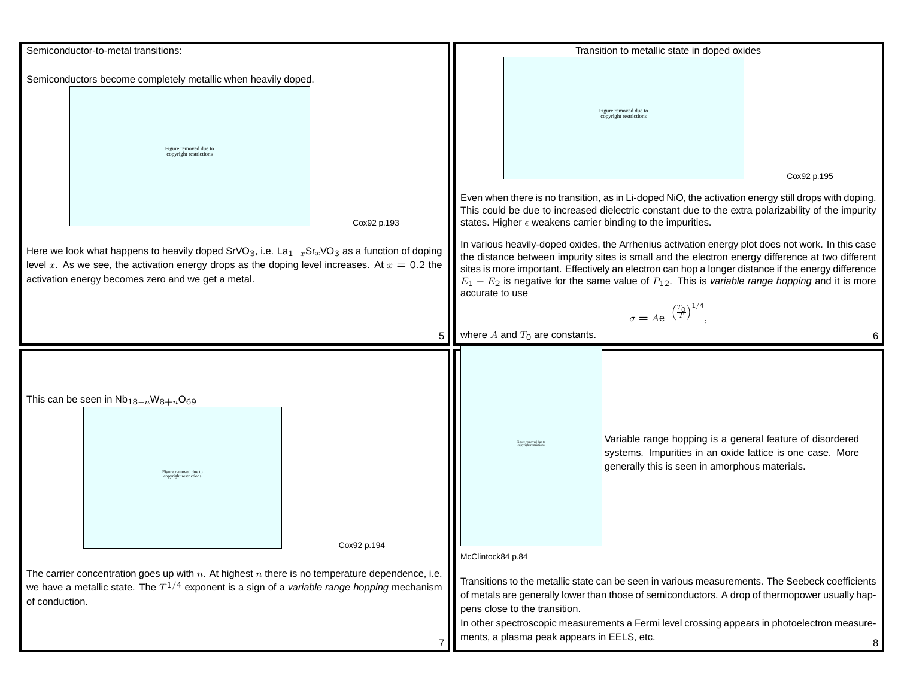Semiconductor-to-metal transitions:

Semiconductors become completely metallic when heavily doped.

Figure removed due to copyright restrictions

Cox92 p.193

Here we look what happens to heavily doped $SrVO_3$, i.e. $La_{1-x}Sr_xVO_3$ as a function of doping level $x$. As we see, the activation energy drops as the doping level increases. At $x = 0.2$ the activation energy becomes zero and we get a metal.

Transition to metallic state in doped oxides

Figure removed due to copyright restrictions

Cox92 p.195

Even when there is no transition, as in Li-doped NiO, the activation energy still drops with doping. This could be due to increased dielectric constant due to the extra polarizability of the impurity states. Higher $\epsilon$ weakens carrier binding to the impurities.

In various heavily-doped oxides, the Arrhenius activation energy plot does not work. In this case the distance between impurity sites is small and the electron energy difference at two different sites is more important. Effectively an electron can hop a longer distance if the energy difference $E_1 - E_2$ is negative for the same value of $P_{12}$. This is *variable range hopping* and it is more accurate to use

$$\sigma = A e^{-\left(\frac{T_0}{T}\right)^{1/4}},$$

where $A$ and $T_0$ are constants.

This can be seen in $Nb_{18-n}W_{8+n}O_{69}$

Figure removed due to copyright restrictions

Cox92 p.194

The carrier concentration goes up with $n$. At highest $n$ there is no temperature dependence, i.e. we have a metallic state. The $T^{1/4}$ exponent is a sign of a *variable range hopping* mechanism of conduction.

Figure removed due to copyright restrictions

McClintock84 p.84

Variable range hopping is a general feature of disordered systems. Impurities in an oxide lattice is one case. More generally this is seen in amorphous materials.

Transitions to the metallic state can be seen in various measurements. The Seebeck coefficients of metals are generally lower than those of semiconductors. A drop of thermopower usually happens close to the transition.

In other spectroscopic measurements a Fermi level crossing appears in photoelectron measurements, a plasma peak appears in EELS, etc.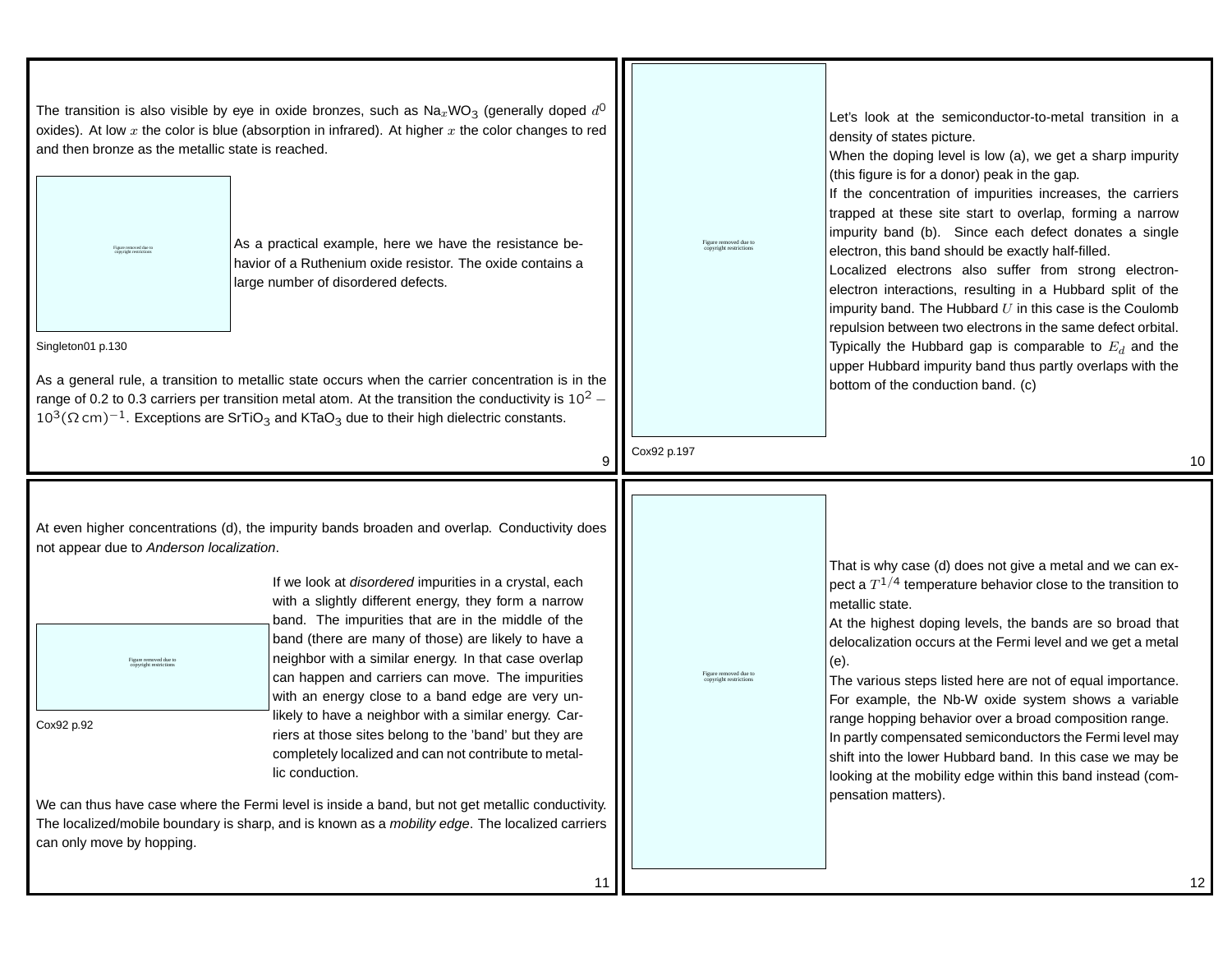The transition is also visible by eye in oxide bronzes, such as $Na_xWO_3$ (generally doped $d^0$ oxides). At low $x$ the color is blue (absorption in infrared). At higher $x$ the color changes to red and then bronze as the metallic state is reached.

Figure removed due to copyright restrictions

Singleton01 p.130

As a practical example, here we have the resistance behavior of a Ruthenium oxide resistor. The oxide contains a large number of disordered defects.

As a general rule, a transition to metallic state occurs when the carrier concentration is in the range of 0.2 to 0.3 carriers per transition metal atom. At the transition the conductivity is $10^2 - 10^3 (\Omega\,\mathrm{cm})^{-1}$. Exceptions are $SrTiO_3$ and $KTaO_3$ due to their high dielectric constants.

Figure removed due to copyright restrictions

Cox92 p.197

Let's look at the semiconductor-to-metal transition in a density of states picture.

When the doping level is low (a), we get a sharp impurity (this figure is for a donor) peak in the gap.

If the concentration of impurities increases, the carriers trapped at these site start to overlap, forming a narrow impurity band (b). Since each defect donates a single electron, this band should be exactly half-filled.

Localized electrons also suffer from strong electron-electron interactions, resulting in a Hubbard split of the impurity band. The Hubbard $U$ in this case is the Coulomb repulsion between two electrons in the same defect orbital. Typically the Hubbard gap is comparable to $E_d$ and the upper Hubbard impurity band thus partly overlaps with the bottom of the conduction band. (c)

At even higher concentrations (d), the impurity bands broaden and overlap. Conductivity does not appear due to *Anderson localization*.

Figure removed due to copyright restrictions

Cox92 p.92

If we look at *disordered* impurities in a crystal, each with a slightly different energy, they form a narrow band. The impurities that are in the middle of the band (there are many of those) are likely to have a neighbor with a similar energy. In that case overlap can happen and carriers can move. The impurities with an energy close to a band edge are very unlikely to have a neighbor with a similar energy. Carriers at those sites belong to the 'band' but they are completely localized and can not contribute to metallic conduction.

We can thus have case where the Fermi level is inside a band, but not get metallic conductivity. The localized/mobile boundary is sharp, and is known as a *mobility edge*. The localized carriers can only move by hopping.

Figure removed due to copyright restrictions

That is why case (d) does not give a metal and we can expect a $T^{1/4}$ temperature behavior close to the transition to metallic state.

At the highest doping levels, the bands are so broad that delocalization occurs at the Fermi level and we get a metal (e).

The various steps listed here are not of equal importance. For example, the Nb-W oxide system shows a variable range hopping behavior over a broad composition range.

In partly compensated semiconductors the Fermi level may shift into the lower Hubbard band. In this case we may be looking at the mobility edge within this band instead (compensation matters).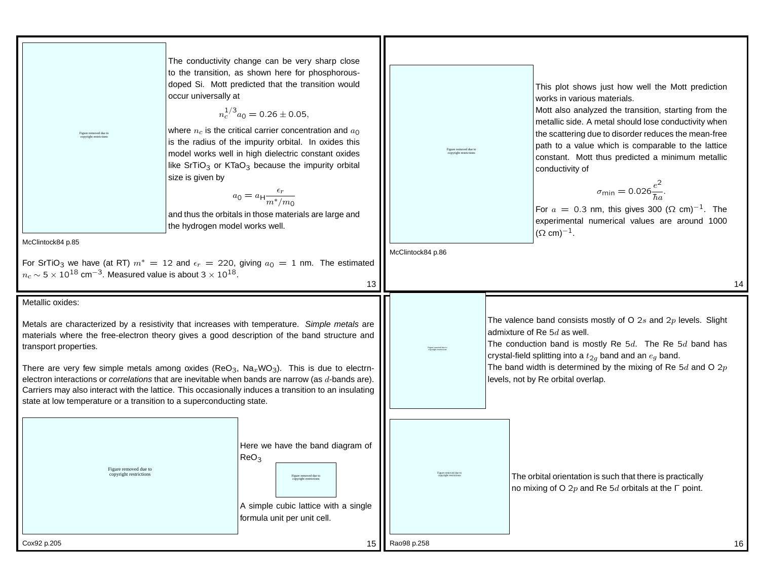Figure removed due to copyright restrictions

McClintock84 p.85

The conductivity change can be very sharp close to the transition, as shown here for phosphorous-doped Si. Mott predicted that the transition would occur universally at

$$n_c^{1/3} a_0 = 0.26 \pm 0.05,$$

where $n_c$ is the critical carrier concentration and $a_0$ is the radius of the impurity orbital. In oxides this model works well in high dielectric constant oxides like $SrTiO_3$ or $KTaO_3$ because the impurity orbital size is given by

$$a_0 = a_{\mathrm{H}} \frac{\epsilon_r}{m^*/m_0}$$

and thus the orbitals in those materials are large and the hydrogen model works well.

For $SrTiO_3$ we have (at RT) $m^* = 12$ and $\epsilon_r = 220$, giving $a_0 = 1$ nm. The estimated $n_c \sim 5 \times 10^{18}$ cm$^{-3}$. Measured value is about $3 \times 10^{18}$.

Figure removed due to copyright restrictions

McClintock84 p.86

This plot shows just how well the Mott prediction works in various materials.

Mott also analyzed the transition, starting from the metallic side. A metal should lose conductivity when the scattering due to disorder reduces the mean-free path to a value which is comparable to the lattice constant. Mott thus predicted a minimum metallic conductivity of

$$\sigma_{\mathrm{min}} = 0.026 \frac{e^2}{\hbar a}.$$

For $a = 0.3$ nm, this gives 300 $(\Omega\ \mathrm{cm})^{-1}$. The experimental numerical values are around 1000 $(\Omega\ \mathrm{cm})^{-1}$.

Metallic oxides:

Metals are characterized by a resistivity that increases with temperature. *Simple metals* are materials where the free-electron theory gives a good description of the band structure and transport properties.

There are very few simple metals among oxides ($ReO_3$, $Na_xWO_3$). This is due to electrn-electron interactions or *correlations* that are inevitable when bands are narrow (as $d$-bands are). Carriers may also interact with the lattice. This occasionally induces a transition to an insulating state at low temperature or a transition to a superconducting state.

Figure removed due to copyright restrictions

Cox92 p.205

Here we have the band diagram of $ReO_3$

Figure removed due to copyright restrictions

A simple cubic lattice with a single formula unit per unit cell.

Figure removed due to copyright restrictions

The valence band consists mostly of O $2s$ and $2p$ levels. Slight admixture of Re $5d$ as well.

The conduction band is mostly Re $5d$. The Re $5d$ band has crystal-field splitting into a $t_{2g}$ band and an $e_g$ band.

The band width is determined by the mixing of Re $5d$ and O $2p$ levels, not by Re orbital overlap.

Figure removed due to copyright restrictions

Rao98 p.258

The orbital orientation is such that there is practically no mixing of O $2p$ and Re $5d$ orbitals at the Γ point.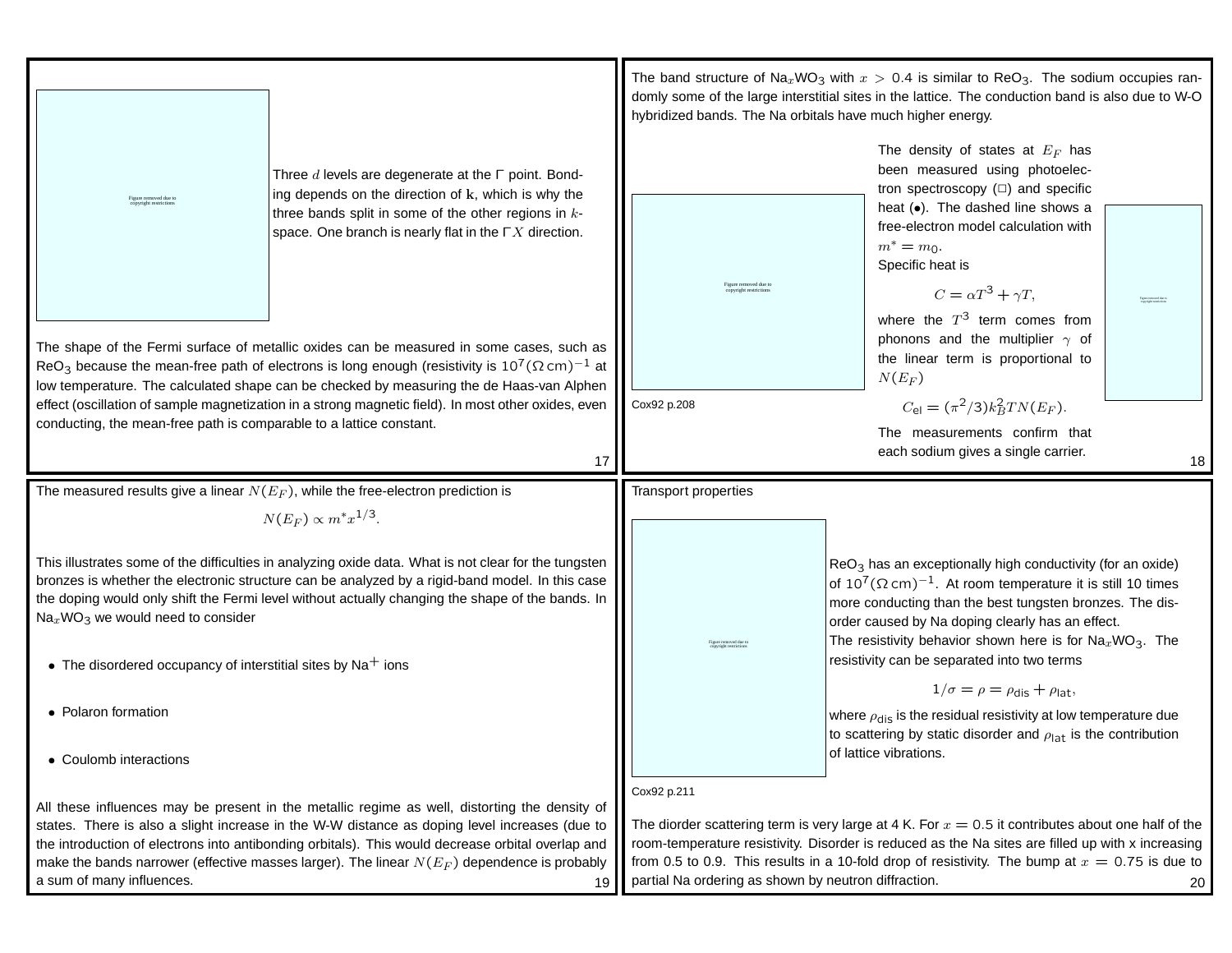Figure removed due to copyright restrictions

Three $d$ levels are degenerate at the Γ point. Bonding depends on the direction of $\mathbf{k}$, which is why the three bands split in some of the other regions in $k$-space. One branch is nearly flat in the Γ$X$ direction.

The shape of the Fermi surface of metallic oxides can be measured in some cases, such as $ReO_3$ because the mean-free path of electrons is long enough (resistivity is $10^7 (\Omega\,\mathrm{cm})^{-1}$ at low temperature. The calculated shape can be checked by measuring the de Haas-van Alphen effect (oscillation of sample magnetization in a strong magnetic field). In most other oxides, even conducting, the mean-free path is comparable to a lattice constant.

The band structure of $Na_xWO_3$ with $x > 0.4$ is similar to $ReO_3$. The sodium occupies randomly some of the large interstitial sites in the lattice. The conduction band is also due to W-O hybridized bands. The Na orbitals have much higher energy.

Figure removed due to copyright restrictions

Cox92 p.208

The density of states at $E_F$ has been measured using photoelectron spectroscopy (□) and specific heat (•). The dashed line shows a free-electron model calculation with $m^* = m_0$.

Specific heat is

$$C = \alpha T^3 + \gamma T,$$

where the $T^3$ term comes from phonons and the multiplier $\gamma$ of the linear term is proportional to $N(E_F)$

$$C_{\mathrm{el}} = (\pi^2/3) k_B^2 T N(E_F).$$

The measurements confirm that each sodium gives a single carrier.

Figure removed due to copyright restrictions

The measured results give a linear $N(E_F)$, while the free-electron prediction is

$$N(E_F) \propto m^* x^{1/3}.$$

This illustrates some of the difficulties in analyzing oxide data. What is not clear for the tungsten bronzes is whether the electronic structure can be analyzed by a rigid-band model. In this case the doping would only shift the Fermi level without actually changing the shape of the bands. In $Na_xWO_3$ we would need to consider

- The disordered occupancy of interstitial sites by $Na^+$ ions
- Polaron formation
- Coulomb interactions

All these influences may be present in the metallic regime as well, distorting the density of states. There is also a slight increase in the W-W distance as doping level increases (due to the introduction of electrons into antibonding orbitals). This would decrease orbital overlap and make the bands narrower (effective masses larger). The linear $N(E_F)$ dependence is probably a sum of many influences.

Transport properties

Figure removed due to copyright restrictions

Cox92 p.211

$ReO_3$ has an exceptionally high conductivity (for an oxide) of $10^7 (\Omega\,\mathrm{cm})^{-1}$. At room temperature it is still 10 times more conducting than the best tungsten bronzes. The disorder caused by Na doping clearly has an effect.

The resistivity behavior shown here is for $Na_xWO_3$. The resistivity can be separated into two terms

$$1/\sigma = \rho = \rho_{\mathrm{dis}} + \rho_{\mathrm{lat}},$$

where $\rho_{\mathrm{dis}}$ is the residual resistivity at low temperature due to scattering by static disorder and $\rho_{\mathrm{lat}}$ is the contribution of lattice vibrations.

The diorder scattering term is very large at 4 K. For $x = 0.5$ it contributes about one half of the room-temperature resistivity. Disorder is reduced as the Na sites are filled up with x increasing from 0.5 to 0.9. This results in a 10-fold drop of resistivity. The bump at $x = 0.75$ is due to partial Na ordering as shown by neutron diffraction.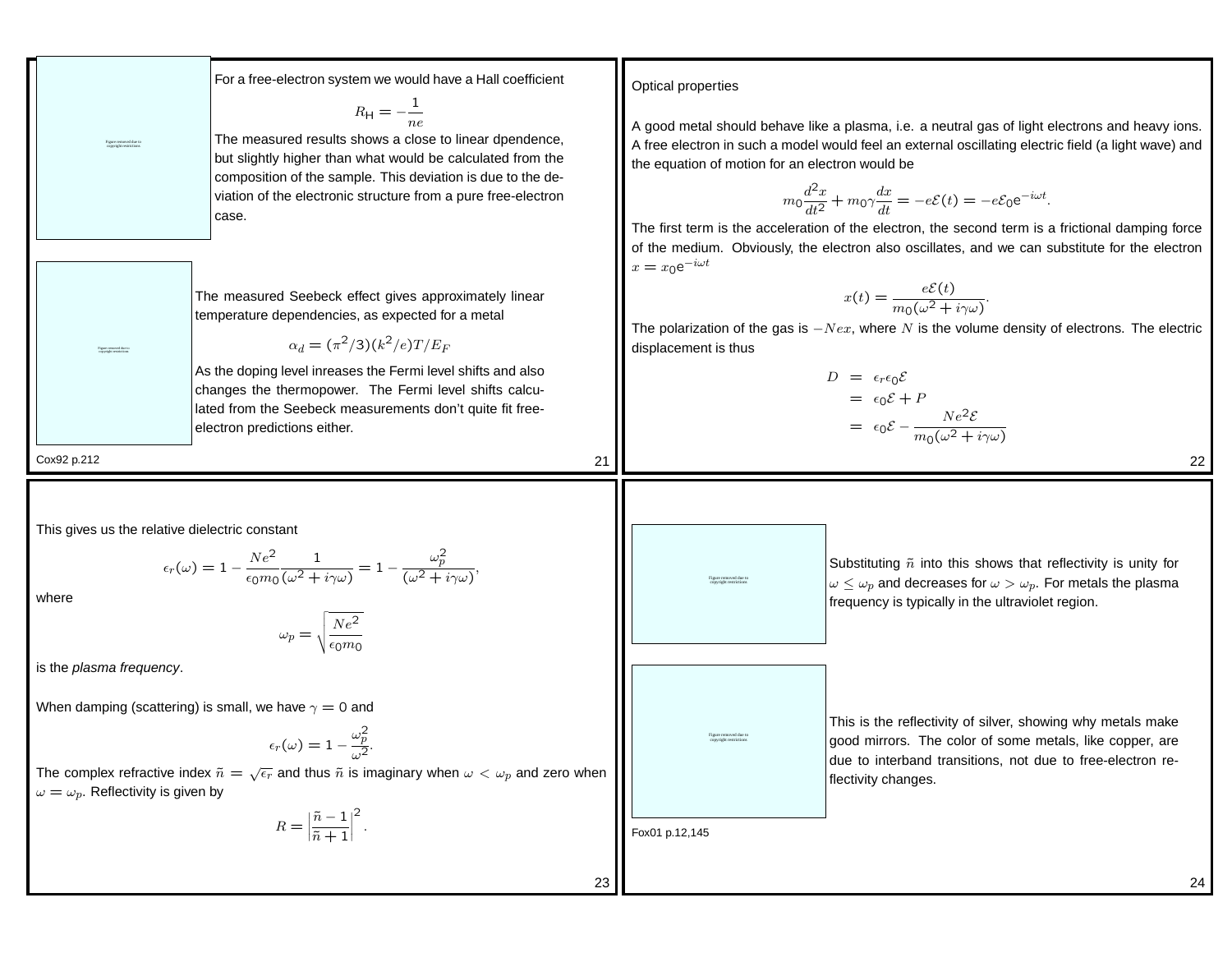Figure removed due to copyright restrictions.

For a free-electron system we would have a Hall coefficient

$$R_{\mathsf{H}} = -\frac{1}{ne}$$

The measured results shows a close to linear dpendence, but slightly higher than what would be calculated from the composition of the sample. This deviation is due to the deviation of the electronic structure from a pure free-electron case.

Figure removed due to copyright restrictions.

The measured Seebeck effect gives approximately linear temperature dependencies, as expected for a metal

$$\alpha_d = (\pi^2/3)(k^2/e)T/E_F$$

As the doping level inreases the Fermi level shifts and also changes the thermopower. The Fermi level shifts calculated from the Seebeck measurements don't quite fit free-electron predictions either.

Cox92 p.212

Optical properties

A good metal should behave like a plasma, i.e. a neutral gas of light electrons and heavy ions. A free electron in such a model would feel an external oscillating electric field (a light wave) and the equation of motion for an electron would be

$$m_0\frac{d^2x}{dt^2} + m_0\gamma\frac{dx}{dt} = -e\mathcal{E}(t) = -e\mathcal{E}_0 e^{-i\omega t}.$$

The first term is the acceleration of the electron, the second term is a frictional damping force of the medium. Obviously, the electron also oscillates, and we can substitute for the electron $x = x_0 e^{-i\omega t}$

$$x(t) = \frac{e\mathcal{E}(t)}{m_0(\omega^2 + i\gamma\omega)}.$$

The polarization of the gas is $-Nex$, where $N$ is the volume density of electrons. The electric displacement is thus

$$\begin{aligned} D &= \epsilon_r\epsilon_0\mathcal{E} \\ &= \epsilon_0\mathcal{E} + P \\ &= \epsilon_0\mathcal{E} - \frac{Ne^2\mathcal{E}}{m_0(\omega^2 + i\gamma\omega)} \end{aligned}$$

This gives us the relative dielectric constant

$$\epsilon_r(\omega) = 1 - \frac{Ne^2}{\epsilon_0 m_0}\frac{1}{(\omega^2 + i\gamma\omega)} = 1 - \frac{\omega_p^2}{(\omega^2 + i\gamma\omega)},$$

where

$$\omega_p = \sqrt{\frac{Ne^2}{\epsilon_0 m_0}}$$

is the *plasma frequency*.

When damping (scattering) is small, we have $\gamma = 0$ and

$$\epsilon_r(\omega) = 1 - \frac{\omega_p^2}{\omega^2}.$$

The complex refractive index $\tilde{n} = \sqrt{\epsilon_r}$ and thus $\tilde{n}$ is imaginary when $\omega < \omega_p$ and zero when $\omega = \omega_p$. Reflectivity is given by

$$R = \left|\frac{\tilde{n} - 1}{\tilde{n} + 1}\right|^2.$$

Figure removed due to copyright restrictions.

Substituting $\tilde{n}$ into this shows that reflectivity is unity for $\omega \leq \omega_p$ and decreases for $\omega > \omega_p$. For metals the plasma frequency is typically in the ultraviolet region.

Figure removed due to copyright restrictions.

This is the reflectivity of silver, showing why metals make good mirrors. The color of some metals, like copper, are due to interband transitions, not due to free-electron reflectivity changes.

Fox01 p.12,145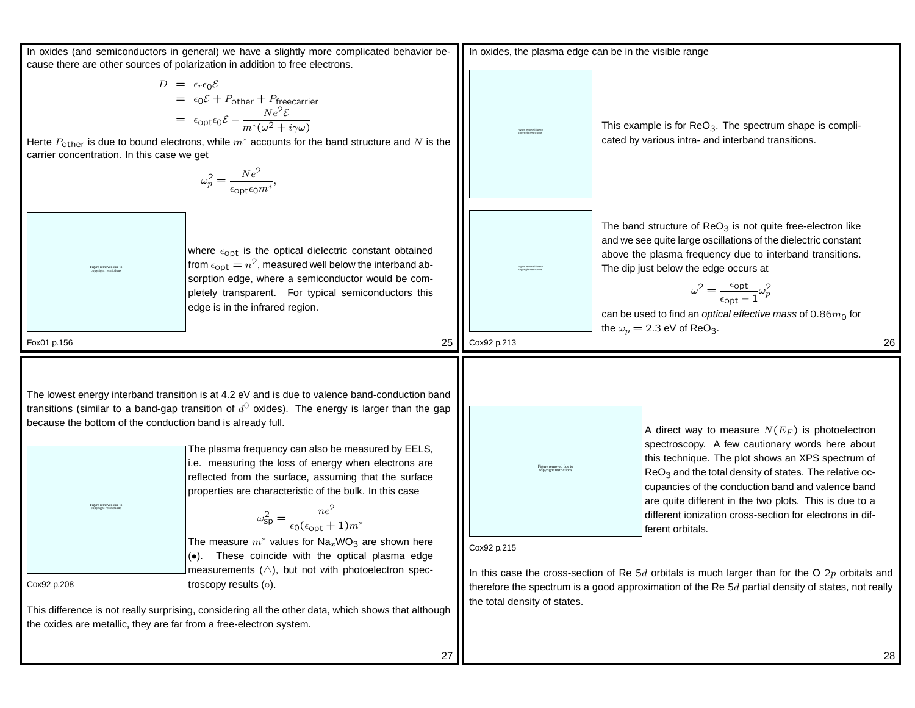In oxides (and semiconductors in general) we have a slightly more complicated behavior because there are other sources of polarization in addition to free electrons.

$$
\begin{aligned}
D &= \epsilon_r \epsilon_0 \mathcal{E} \\
&= \epsilon_0 \mathcal{E} + P_{\text{other}} + P_{\text{freecarrier}} \\
&= \epsilon_{\text{opt}} \epsilon_0 \mathcal{E} - \frac{Ne^2 \mathcal{E}}{m^*(\omega^2 + i\gamma\omega)}
\end{aligned}
$$

Herte $P_{\text{other}}$ is due to bound electrons, while $m^*$ accounts for the band structure and $N$ is the carrier concentration. In this case we get

$$
\omega_p^2 = \frac{Ne^2}{\epsilon_{\text{opt}} \epsilon_0 m^*},
$$

Figure removed due to copyright restrictions

where $\epsilon_{\text{opt}}$ is the optical dielectric constant obtained from $\epsilon_{\text{opt}} = n^2$, measured well below the interband absorption edge, where a semiconductor would be completely transparent. For typical semiconductors this edge is in the infrared region.

Fox01 p.156

In oxides, the plasma edge can be in the visible range

Figure removed due to copyright restrictions

This example is for $ReO_3$. The spectrum shape is complicated by various intra- and interband transitions.

Figure removed due to copyright restrictions

The band structure of $ReO_3$ is not quite free-electron like and we see quite large oscillations of the dielectric constant above the plasma frequency due to interband transitions. The dip just below the edge occurs at

$$
\omega^2 = \frac{\epsilon_{\text{opt}}}{\epsilon_{\text{opt}} - 1} \omega_p^2
$$

can be used to find an *optical effective mass* of $0.86 m_0$ for the $\omega_p = 2.3$ eV of $ReO_3$.

Cox92 p.213

The lowest energy interband transition is at 4.2 eV and is due to valence band-conduction band transitions (similar to a band-gap transition of $d^0$ oxides). The energy is larger than the gap because the bottom of the conduction band is already full.

Figure removed due to copyright restrictions

Cox92 p.208

The plasma frequency can also be measured by EELS, i.e. measuring the loss of energy when electrons are reflected from the surface, assuming that the surface properties are characteristic of the bulk. In this case

$$
\omega_{\text{sp}}^2 = \frac{ne^2}{\epsilon_0(\epsilon_{\text{opt}} + 1)m^*}
$$

The measure $m^*$ values for $Na_xWO_3$ are shown here (●). These coincide with the optical plasma edge measurements (△), but not with photoelectron spectroscopy results (○).

This difference is not really surprising, considering all the other data, which shows that although the oxides are metallic, they are far from a free-electron system.

Figure removed due to copyright restrictions

Cox92 p.215

A direct way to measure $N(E_F)$ is photoelectron spectroscopy. A few cautionary words here about this technique. The plot shows an XPS spectrum of $ReO_3$ and the total density of states. The relative occupancies of the conduction band and valence band are quite different in the two plots. This is due to a different ionization cross-section for electrons in different orbitals.

In this case the cross-section of Re $5d$ orbitals is much larger than for the O $2p$ orbitals and therefore the spectrum is a good approximation of the Re $5d$ partial density of states, not really the total density of states.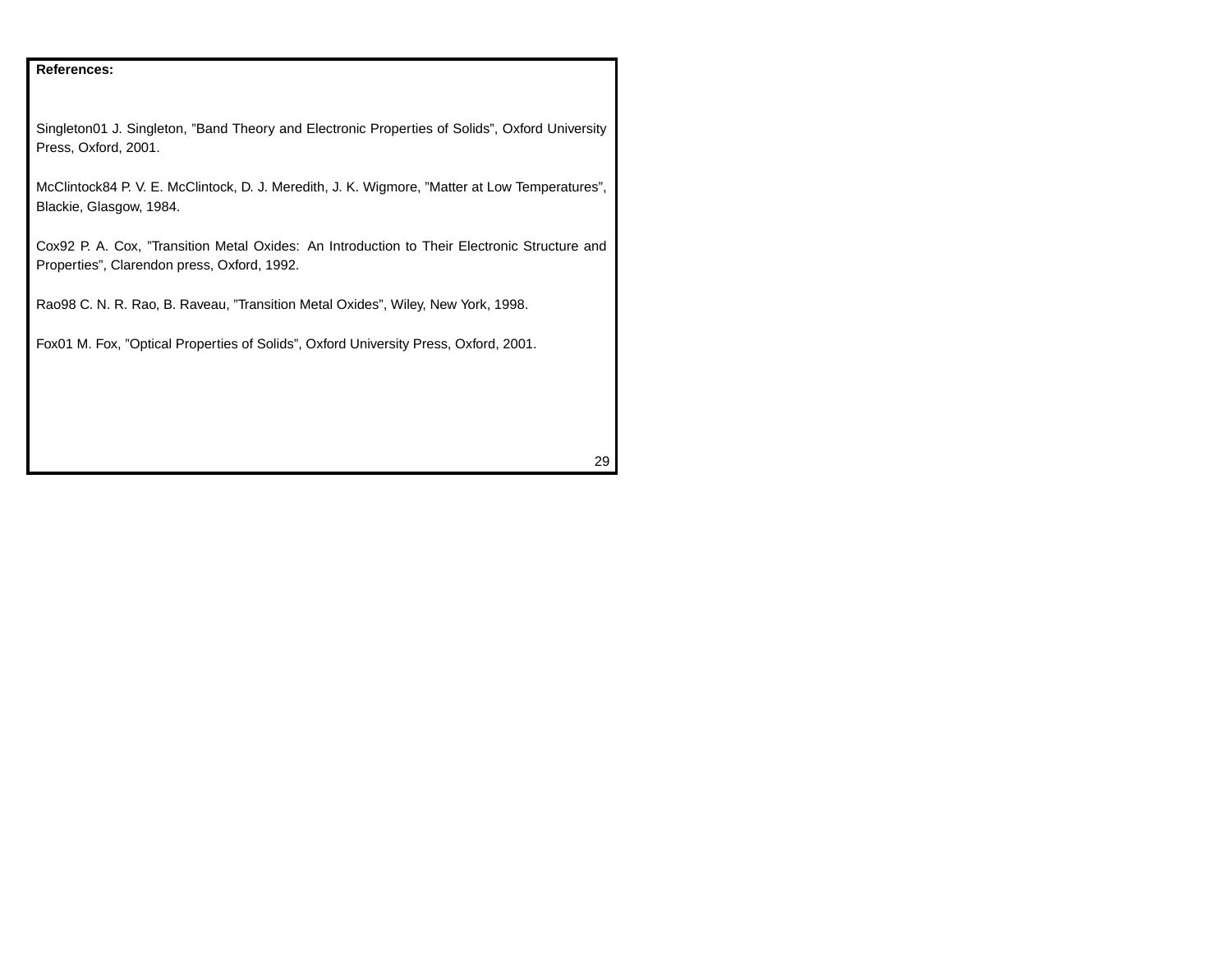**References:**

Singleton01 J. Singleton, ”Band Theory and Electronic Properties of Solids”, Oxford University Press, Oxford, 2001.

McClintock84 P. V. E. McClintock, D. J. Meredith, J. K. Wigmore, ”Matter at Low Temperatures”, Blackie, Glasgow, 1984.

Cox92 P. A. Cox, ”Transition Metal Oxides: An Introduction to Their Electronic Structure and Properties”, Clarendon press, Oxford, 1992.

Rao98 C. N. R. Rao, B. Raveau, ”Transition Metal Oxides”, Wiley, New York, 1998.

Fox01 M. Fox, ”Optical Properties of Solids”, Oxford University Press, Oxford, 2001.